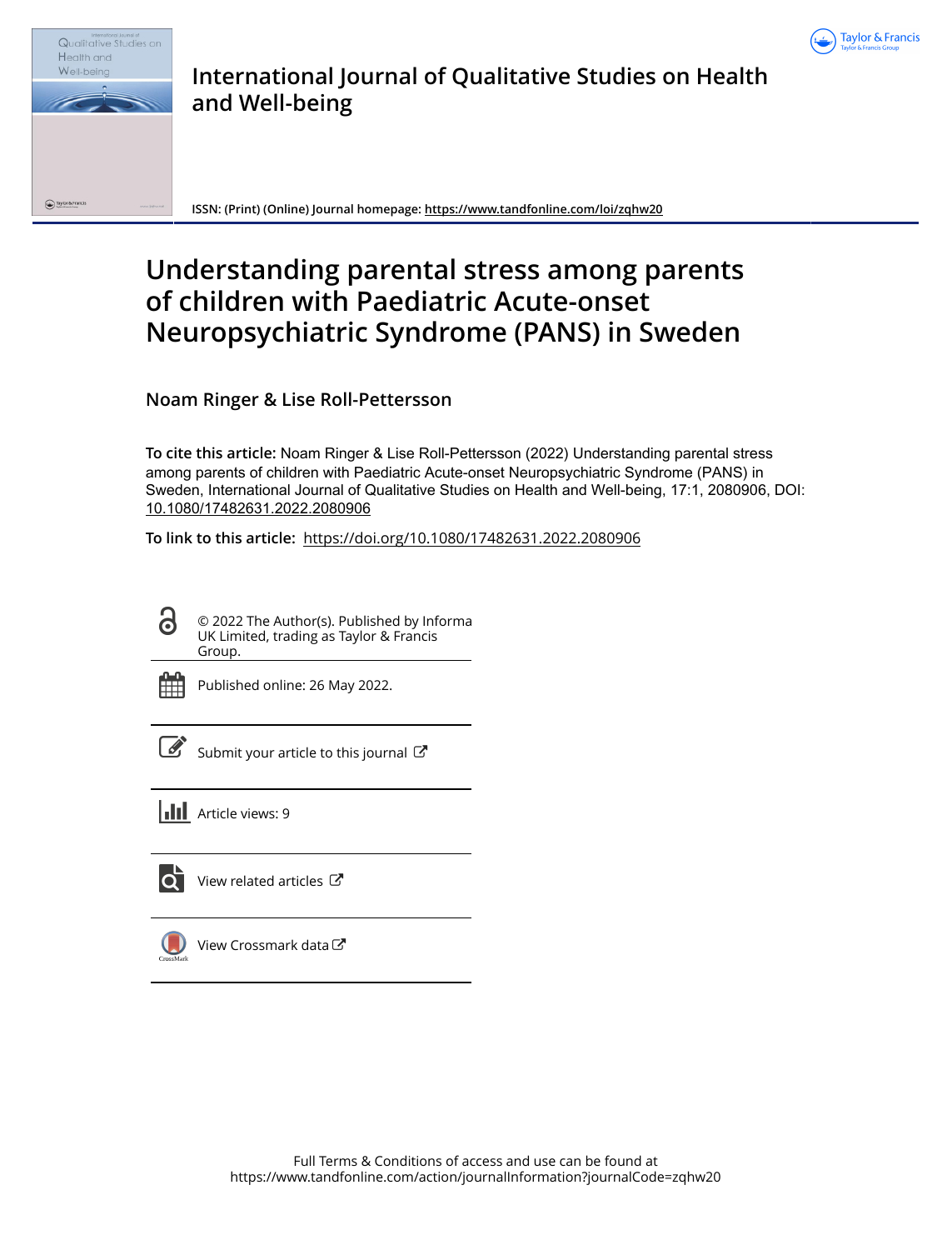# International Journal of Qualitative Studies on Health and Well-being

ISSN: (Print) (Online) Journal homepage: https://www.tandfonline.com/loi/zqhw20

# Understanding parental stress among parents of children with Paediatric Acute-onset Neuropsychiatric Syndrome (PANS) in Sweden

**Noam Ringer & Lise Roll-Pettersson**

**To cite this article:** Noam Ringer & Lise Roll-Pettersson (2022) Understanding parental stress among parents of children with Paediatric Acute-onset Neuropsychiatric Syndrome (PANS) in Sweden, International Journal of Qualitative Studies on Health and Well-being, 17:1, 2080906, DOI: 10.1080/17482631.2022.2080906

**To link to this article:** https://doi.org/10.1080/17482631.2022.2080906

© 2022 The Author(s). Published by Informa UK Limited, trading as Taylor & Francis Group.

Published online: 26 May 2022.

Submit your article to this journal

Article views: 9

View related articles

View Crossmark data

Full Terms & Conditions of access and use can be found at https://www.tandfonline.com/action/journalInformation?journalCode=zqhw20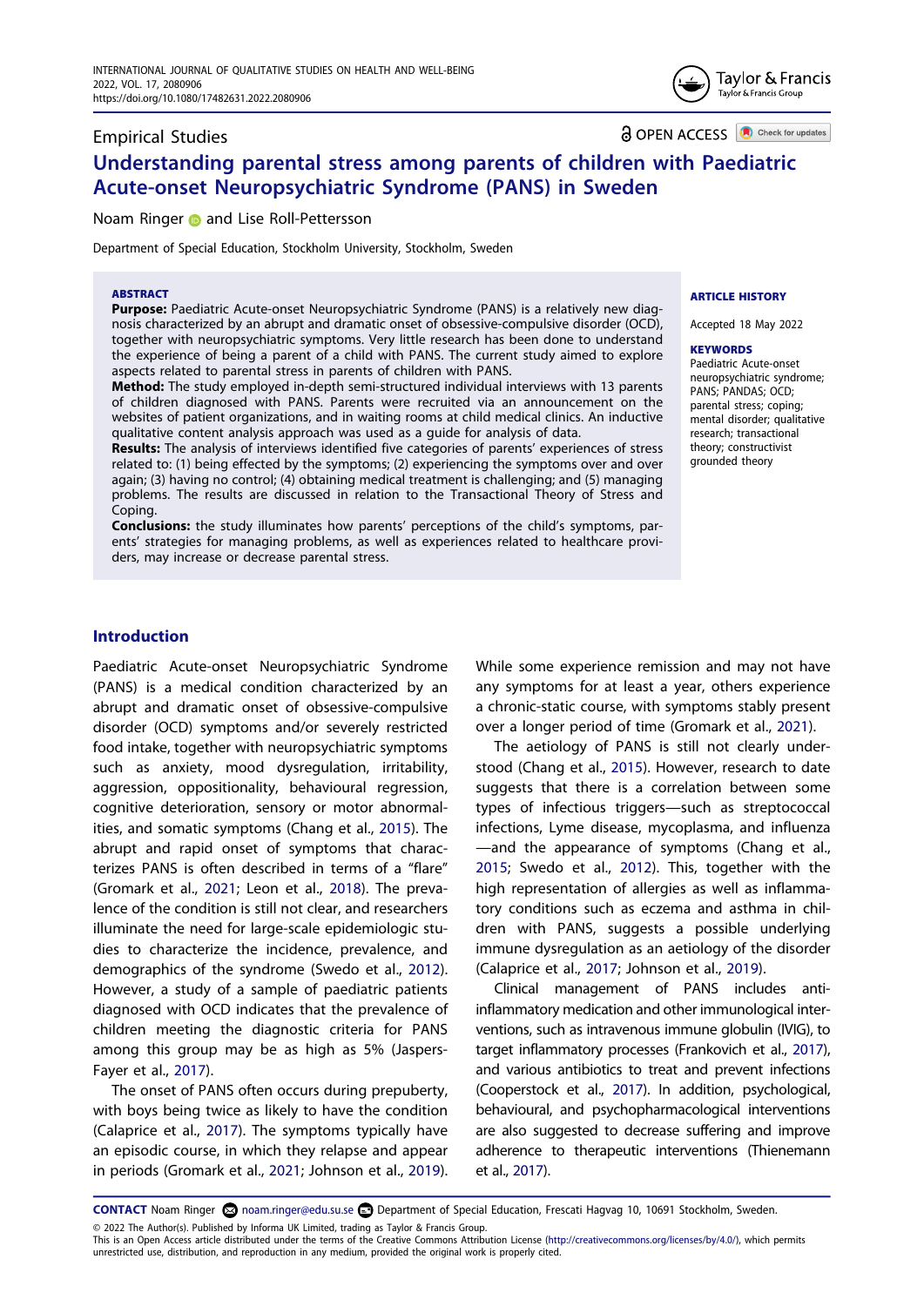Empirical Studies

# Understanding parental stress among parents of children with Paediatric Acute-onset Neuropsychiatric Syndrome (PANS) in Sweden

Noam Ringer and Lise Roll-Pettersson

Department of Special Education, Stockholm University, Stockholm, Sweden

**ABSTRACT**

**Purpose:** Paediatric Acute-onset Neuropsychiatric Syndrome (PANS) is a relatively new diagnosis characterized by an abrupt and dramatic onset of obsessive-compulsive disorder (OCD), together with neuropsychiatric symptoms. Very little research has been done to understand the experience of being a parent of a child with PANS. The current study aimed to explore aspects related to parental stress in parents of children with PANS.

**Method:** The study employed in-depth semi-structured individual interviews with 13 parents of children diagnosed with PANS. Parents were recruited via an announcement on the websites of patient organizations, and in waiting rooms at child medical clinics. An inductive qualitative content analysis approach was used as a guide for analysis of data.

**Results:** The analysis of interviews identified five categories of parents' experiences of stress related to: (1) being effected by the symptoms; (2) experiencing the symptoms over and over again; (3) having no control; (4) obtaining medical treatment is challenging; and (5) managing problems. The results are discussed in relation to the Transactional Theory of Stress and Coping.

**Conclusions:** the study illuminates how parents' perceptions of the child's symptoms, parents' strategies for managing problems, as well as experiences related to healthcare providers, may increase or decrease parental stress.

**ARTICLE HISTORY**

Accepted 18 May 2022

**KEYWORDS**

Paediatric Acute-onset neuropsychiatric syndrome; PANS; PANDAS; OCD; parental stress; coping; mental disorder; qualitative research; transactional theory; constructivist grounded theory

## Introduction

Paediatric Acute-onset Neuropsychiatric Syndrome (PANS) is a medical condition characterized by an abrupt and dramatic onset of obsessive-compulsive disorder (OCD) symptoms and/or severely restricted food intake, together with neuropsychiatric symptoms such as anxiety, mood dysregulation, irritability, aggression, oppositionality, behavioural regression, cognitive deterioration, sensory or motor abnormalities, and somatic symptoms (Chang et al., 2015). The abrupt and rapid onset of symptoms that characterizes PANS is often described in terms of a "flare" (Gromark et al., 2021; Leon et al., 2018). The prevalence of the condition is still not clear, and researchers illuminate the need for large-scale epidemiologic studies to characterize the incidence, prevalence, and demographics of the syndrome (Swedo et al., 2012). However, a study of a sample of paediatric patients diagnosed with OCD indicates that the prevalence of children meeting the diagnostic criteria for PANS among this group may be as high as 5% (Jaspers-Fayer et al., 2017).

The onset of PANS often occurs during prepuberty, with boys being twice as likely to have the condition (Calaprice et al., 2017). The symptoms typically have an episodic course, in which they relapse and appear in periods (Gromark et al., 2021; Johnson et al., 2019). While some experience remission and may not have any symptoms for at least a year, others experience a chronic-static course, with symptoms stably present over a longer period of time (Gromark et al., 2021).

The aetiology of PANS is still not clearly understood (Chang et al., 2015). However, research to date suggests that there is a correlation between some types of infectious triggers—such as streptococcal infections, Lyme disease, mycoplasma, and influenza—and the appearance of symptoms (Chang et al., 2015; Swedo et al., 2012). This, together with the high representation of allergies as well as inflammatory conditions such as eczema and asthma in children with PANS, suggests a possible underlying immune dysregulation as an aetiology of the disorder (Calaprice et al., 2017; Johnson et al., 2019).

Clinical management of PANS includes anti-inflammatory medication and other immunological interventions, such as intravenous immune globulin (IVIG), to target inflammatory processes (Frankovich et al., 2017), and various antibiotics to treat and prevent infections (Cooperstock et al., 2017). In addition, psychological, behavioural, and psychopharmacological interventions are also suggested to decrease suffering and improve adherence to therapeutic interventions (Thienemann et al., 2017).

**CONTACT** Noam Ringer noam.ringer@edu.su.se Department of Special Education, Frescati Hagvag 10, 10691 Stockholm, Sweden.

© 2022 The Author(s). Published by Informa UK Limited, trading as Taylor & Francis Group.
This is an Open Access article distributed under the terms of the Creative Commons Attribution License (http://creativecommons.org/licenses/by/4.0/), which permits unrestricted use, distribution, and reproduction in any medium, provided the original work is properly cited.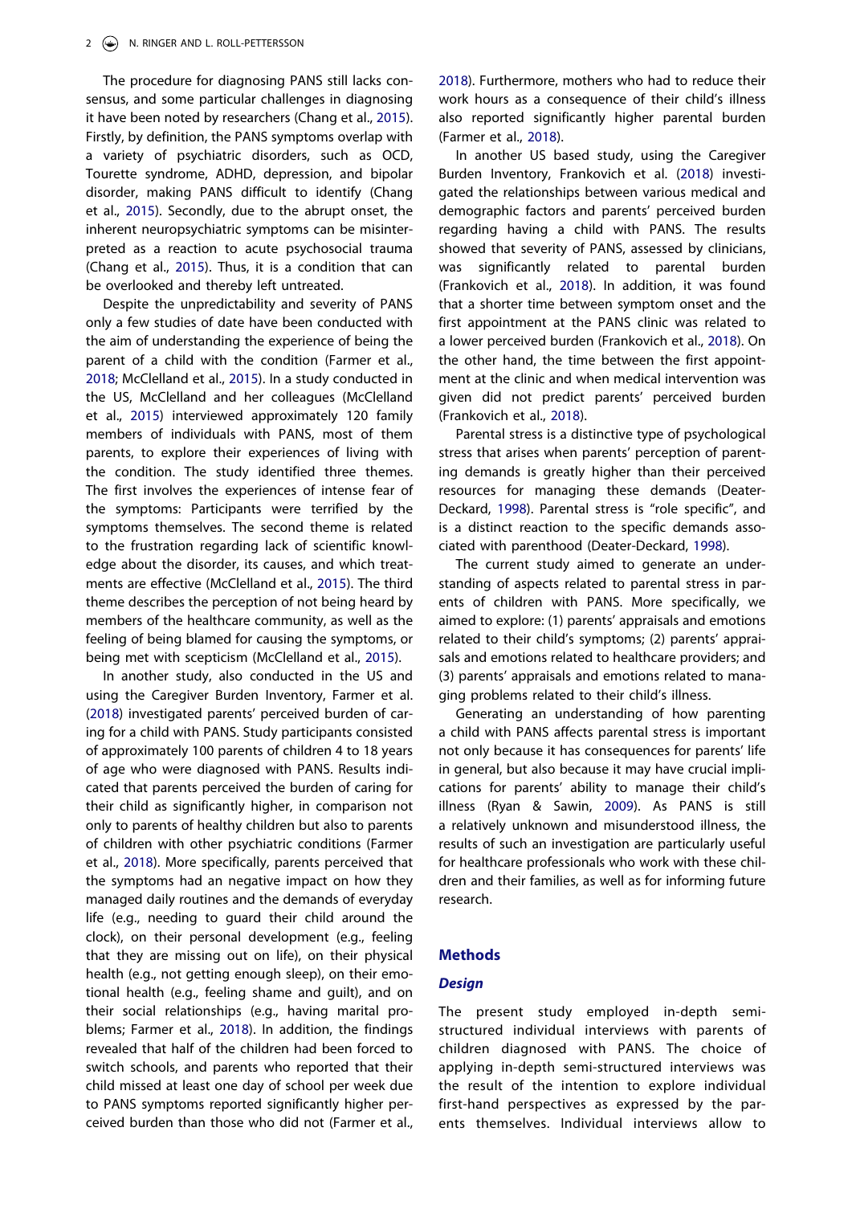The procedure for diagnosing PANS still lacks consensus, and some particular challenges in diagnosing it have been noted by researchers (Chang et al., 2015). Firstly, by definition, the PANS symptoms overlap with a variety of psychiatric disorders, such as OCD, Tourette syndrome, ADHD, depression, and bipolar disorder, making PANS difficult to identify (Chang et al., 2015). Secondly, due to the abrupt onset, the inherent neuropsychiatric symptoms can be misinterpreted as a reaction to acute psychosocial trauma (Chang et al., 2015). Thus, it is a condition that can be overlooked and thereby left untreated.

Despite the unpredictability and severity of PANS only a few studies of date have been conducted with the aim of understanding the experience of being the parent of a child with the condition (Farmer et al., 2018; McClelland et al., 2015). In a study conducted in the US, McClelland and her colleagues (McClelland et al., 2015) interviewed approximately 120 family members of individuals with PANS, most of them parents, to explore their experiences of living with the condition. The study identified three themes. The first involves the experiences of intense fear of the symptoms: Participants were terrified by the symptoms themselves. The second theme is related to the frustration regarding lack of scientific knowledge about the disorder, its causes, and which treatments are effective (McClelland et al., 2015). The third theme describes the perception of not being heard by members of the healthcare community, as well as the feeling of being blamed for causing the symptoms, or being met with scepticism (McClelland et al., 2015).

In another study, also conducted in the US and using the Caregiver Burden Inventory, Farmer et al. (2018) investigated parents' perceived burden of caring for a child with PANS. Study participants consisted of approximately 100 parents of children 4 to 18 years of age who were diagnosed with PANS. Results indicated that parents perceived the burden of caring for their child as significantly higher, in comparison not only to parents of healthy children but also to parents of children with other psychiatric conditions (Farmer et al., 2018). More specifically, parents perceived that the symptoms had an negative impact on how they managed daily routines and the demands of everyday life (e.g., needing to guard their child around the clock), on their personal development (e.g., feeling that they are missing out on life), on their physical health (e.g., not getting enough sleep), on their emotional health (e.g., feeling shame and guilt), and on their social relationships (e.g., having marital problems; Farmer et al., 2018). In addition, the findings revealed that half of the children had been forced to switch schools, and parents who reported that their child missed at least one day of school per week due to PANS symptoms reported significantly higher perceived burden than those who did not (Farmer et al., 2018). Furthermore, mothers who had to reduce their work hours as a consequence of their child's illness also reported significantly higher parental burden (Farmer et al., 2018).

In another US based study, using the Caregiver Burden Inventory, Frankovich et al. (2018) investigated the relationships between various medical and demographic factors and parents' perceived burden regarding having a child with PANS. The results showed that severity of PANS, assessed by clinicians, was significantly related to parental burden (Frankovich et al., 2018). In addition, it was found that a shorter time between symptom onset and the first appointment at the PANS clinic was related to a lower perceived burden (Frankovich et al., 2018). On the other hand, the time between the first appointment at the clinic and when medical intervention was given did not predict parents' perceived burden (Frankovich et al., 2018).

Parental stress is a distinctive type of psychological stress that arises when parents' perception of parenting demands is greatly higher than their perceived resources for managing these demands (Deater-Deckard, 1998). Parental stress is "role specific", and is a distinct reaction to the specific demands associated with parenthood (Deater-Deckard, 1998).

The current study aimed to generate an understanding of aspects related to parental stress in parents of children with PANS. More specifically, we aimed to explore: (1) parents' appraisals and emotions related to their child's symptoms; (2) parents' appraisals and emotions related to healthcare providers; and (3) parents' appraisals and emotions related to managing problems related to their child's illness.

Generating an understanding of how parenting a child with PANS affects parental stress is important not only because it has consequences for parents' life in general, but also because it may have crucial implications for parents' ability to manage their child's illness (Ryan & Sawin, 2009). As PANS is still a relatively unknown and misunderstood illness, the results of such an investigation are particularly useful for healthcare professionals who work with these children and their families, as well as for informing future research.

## Methods

### Design

The present study employed in-depth semi-structured individual interviews with parents of children diagnosed with PANS. The choice of applying in-depth semi-structured interviews was the result of the intention to explore individual first-hand perspectives as expressed by the parents themselves. Individual interviews allow to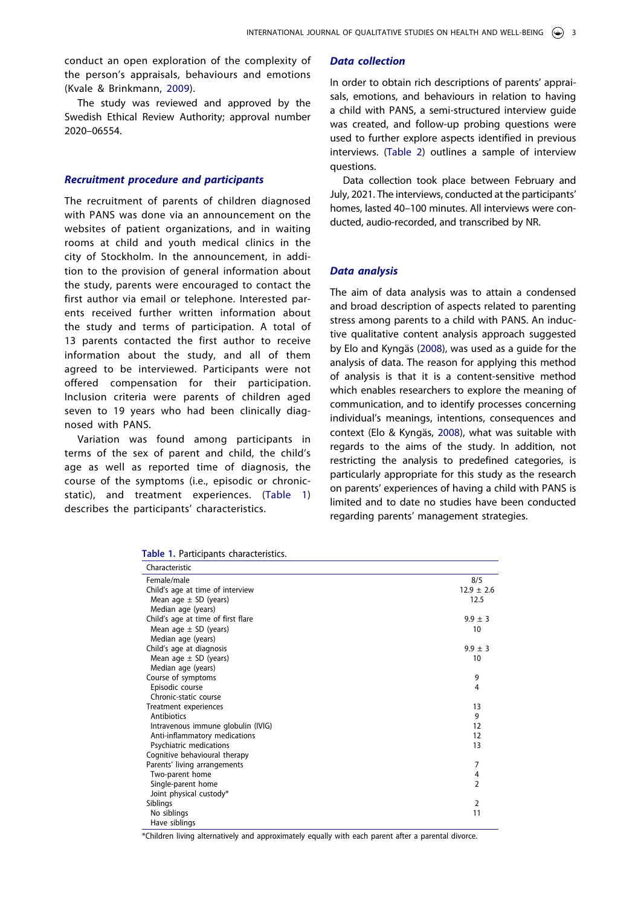conduct an open exploration of the complexity of the person's appraisals, behaviours and emotions (Kvale & Brinkmann, 2009).

The study was reviewed and approved by the Swedish Ethical Review Authority; approval number 2020–06554.

### Recruitment procedure and participants

The recruitment of parents of children diagnosed with PANS was done via an announcement on the websites of patient organizations, and in waiting rooms at child and youth medical clinics in the city of Stockholm. In the announcement, in addition to the provision of general information about the study, parents were encouraged to contact the first author via email or telephone. Interested parents received further written information about the study and terms of participation. A total of 13 parents contacted the first author to receive information about the study, and all of them agreed to be interviewed. Participants were not offered compensation for their participation. Inclusion criteria were parents of children aged seven to 19 years who had been clinically diagnosed with PANS.

Variation was found among participants in terms of the sex of parent and child, the child's age as well as reported time of diagnosis, the course of the symptoms (i.e., episodic or chronic-static), and treatment experiences. (Table 1) describes the participants' characteristics.

### Data collection

In order to obtain rich descriptions of parents' appraisals, emotions, and behaviours in relation to having a child with PANS, a semi-structured interview guide was created, and follow-up probing questions were used to further explore aspects identified in previous interviews. (Table 2) outlines a sample of interview questions.

Data collection took place between February and July, 2021. The interviews, conducted at the participants' homes, lasted 40–100 minutes. All interviews were conducted, audio-recorded, and transcribed by NR.

### Data analysis

The aim of data analysis was to attain a condensed and broad description of aspects related to parenting stress among parents to a child with PANS. An inductive qualitative content analysis approach suggested by Elo and Kyngäs (2008), was used as a guide for the analysis of data. The reason for applying this method of analysis is that it is a content-sensitive method which enables researchers to explore the meaning of communication, and to identify processes concerning individual's meanings, intentions, consequences and context (Elo & Kyngäs, 2008), what was suitable with regards to the aims of the study. In addition, not restricting the analysis to predefined categories, is particularly appropriate for this study as the research on parents' experiences of having a child with PANS is limited and to date no studies have been conducted regarding parents' management strategies.

**Table 1.** Participants characteristics.

| Characteristic | |
|---|---|
| Female/male | 8/5 |
| Child's age at time of interview | 12.9 ± 2.6 |
| Mean age ± SD (years) | 12.5 |
| Median age (years) | |
| Child's age at time of first flare | 9.9 ± 3 |
| Mean age ± SD (years) | 10 |
| Median age (years) | |
| Child's age at diagnosis | 9.9 ± 3 |
| Mean age ± SD (years) | 10 |
| Median age (years) | |
| Course of symptoms | 9 |
| Episodic course | 4 |
| Chronic-static course | |
| Treatment experiences | 13 |
| Antibiotics | 9 |
| Intravenous immune globulin (IVIG) | 12 |
| Anti-inflammatory medications | 12 |
| Psychiatric medications | 13 |
| Cognitive behavioural therapy | |
| Parents' living arrangements | 7 |
| Two-parent home | 4 |
| Single-parent home | 2 |
| Joint physical custody* | |
| Siblings | 2 |
| No siblings | 11 |
| Have siblings | |

*Children living alternatively and approximately equally with each parent after a parental divorce.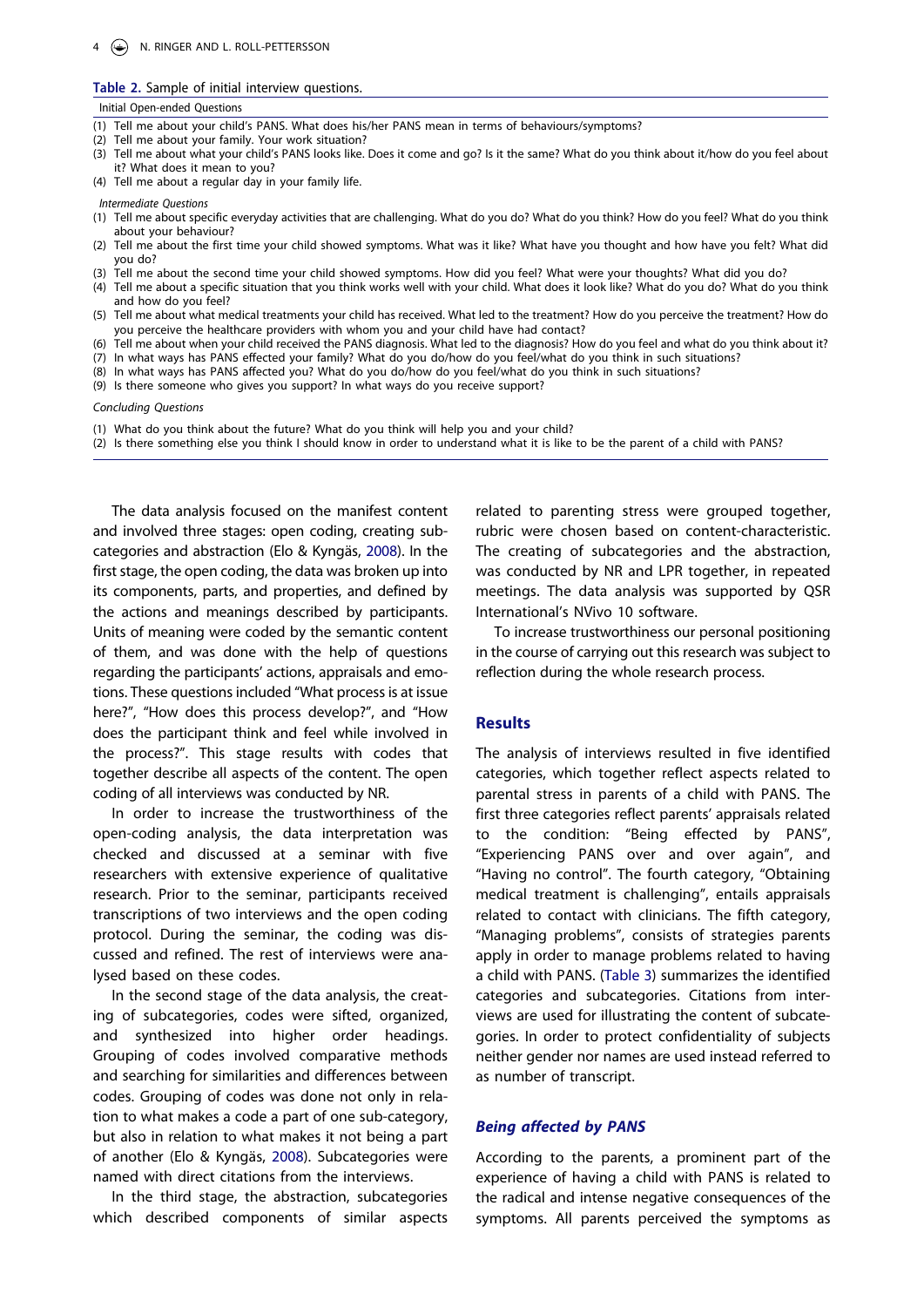**Table 2.** Sample of initial interview questions.

Initial Open-ended Questions

(1) Tell me about your child's PANS. What does his/her PANS mean in terms of behaviours/symptoms?
(2) Tell me about your family. Your work situation?
(3) Tell me about what your child's PANS looks like. Does it come and go? Is it the same? What do you think about it/how do you feel about it? What does it mean to you?
(4) Tell me about a regular day in your family life.

*Intermediate Questions*

(1) Tell me about specific everyday activities that are challenging. What do you do? What do you think? How do you feel? What do you think about your behaviour?
(2) Tell me about the first time your child showed symptoms. What was it like? What have you thought and how have you felt? What did you do?
(3) Tell me about the second time your child showed symptoms. How did you feel? What were your thoughts? What did you do?
(4) Tell me about a specific situation that you think works well with your child. What does it look like? What do you do? What do you think and how do you feel?
(5) Tell me about what medical treatments your child has received. What led to the treatment? How do you perceive the treatment? How do you perceive the healthcare providers with whom you and your child have had contact?
(6) Tell me about when your child received the PANS diagnosis. What led to the diagnosis? How do you feel and what do you think about it?
(7) In what ways has PANS effected your family? What do you do/how do you feel/what do you think in such situations?
(8) In what ways has PANS affected you? What do you do/how do you feel/what do you think in such situations?
(9) Is there someone who gives you support? In what ways do you receive support?

*Concluding Questions*

(1) What do you think about the future? What do you think will help you and your child?
(2) Is there something else you think I should know in order to understand what it is like to be the parent of a child with PANS?

The data analysis focused on the manifest content and involved three stages: open coding, creating subcategories and abstraction (Elo & Kyngäs, 2008). In the first stage, the open coding, the data was broken up into its components, parts, and properties, and defined by the actions and meanings described by participants. Units of meaning were coded by the semantic content of them, and was done with the help of questions regarding the participants' actions, appraisals and emotions. These questions included "What process is at issue here?", "How does this process develop?", and "How does the participant think and feel while involved in the process?". This stage results with codes that together describe all aspects of the content. The open coding of all interviews was conducted by NR.

In order to increase the trustworthiness of the open-coding analysis, the data interpretation was checked and discussed at a seminar with five researchers with extensive experience of qualitative research. Prior to the seminar, participants received transcriptions of two interviews and the open coding protocol. During the seminar, the coding was discussed and refined. The rest of interviews were analysed based on these codes.

In the second stage of the data analysis, the creating of subcategories, codes were sifted, organized, and synthesized into higher order headings. Grouping of codes involved comparative methods and searching for similarities and differences between codes. Grouping of codes was done not only in relation to what makes a code a part of one sub-category, but also in relation to what makes it not being a part of another (Elo & Kyngäs, 2008). Subcategories were named with direct citations from the interviews.

In the third stage, the abstraction, subcategories which described components of similar aspects related to parenting stress were grouped together, rubric were chosen based on content-characteristic. The creating of subcategories and the abstraction, was conducted by NR and LPR together, in repeated meetings. The data analysis was supported by QSR International's NVivo 10 software.

To increase trustworthiness our personal positioning in the course of carrying out this research was subject to reflection during the whole research process.

## Results

The analysis of interviews resulted in five identified categories, which together reflect aspects related to parental stress in parents of a child with PANS. The first three categories reflect parents' appraisals related to the condition: "Being effected by PANS", "Experiencing PANS over and over again", and "Having no control". The fourth category, "Obtaining medical treatment is challenging", entails appraisals related to contact with clinicians. The fifth category, "Managing problems", consists of strategies parents apply in order to manage problems related to having a child with PANS. (Table 3) summarizes the identified categories and subcategories. Citations from interviews are used for illustrating the content of subcategories. In order to protect confidentiality of subjects neither gender nor names are used instead referred to as number of transcript.

### *Being affected by PANS*

According to the parents, a prominent part of the experience of having a child with PANS is related to the radical and intense negative consequences of the symptoms. All parents perceived the symptoms as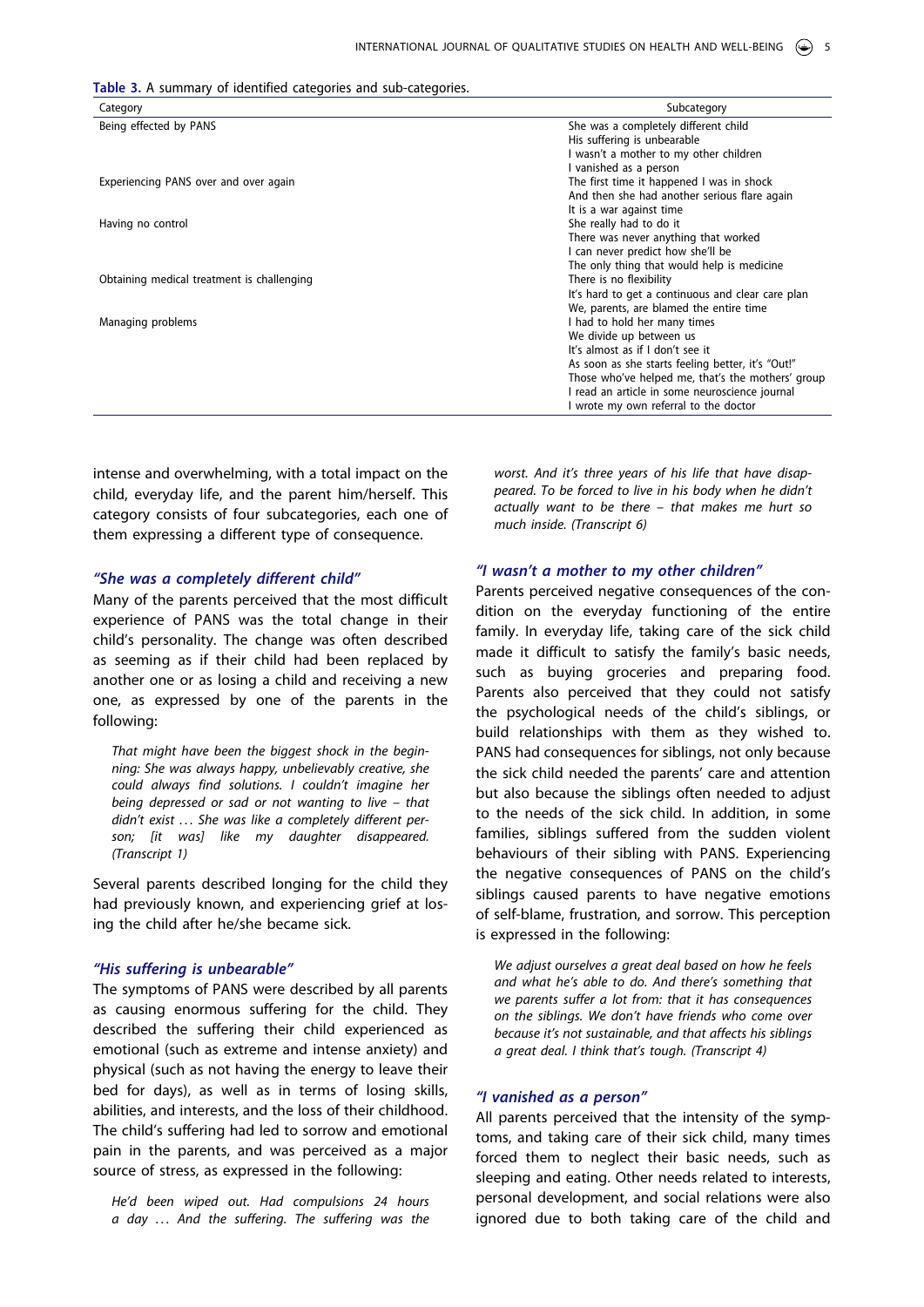Table 3. A summary of identified categories and sub-categories.

| Category | Subcategory |
|---|---|
| Being effected by PANS | She was a completely different child |
| | His suffering is unbearable |
| | I wasn't a mother to my other children |
| | I vanished as a person |
| Experiencing PANS over and over again | The first time it happened I was in shock |
| | And then she had another serious flare again |
| | It is a war against time |
| Having no control | She really had to do it |
| | There was never anything that worked |
| | I can never predict how she'll be |
| | The only thing that would help is medicine |
| Obtaining medical treatment is challenging | There is no flexibility |
| | It's hard to get a continuous and clear care plan |
| | We, parents, are blamed the entire time |
| Managing problems | I had to hold her many times |
| | We divide up between us |
| | It's almost as if I don't see it |
| | As soon as she starts feeling better, it's "Out!" |
| | Those who've helped me, that's the mothers' group |
| | I read an article in some neuroscience journal |
| | I wrote my own referral to the doctor |

intense and overwhelming, with a total impact on the child, everyday life, and the parent him/herself. This category consists of four subcategories, each one of them expressing a different type of consequence.

### *"She was a completely different child"*

Many of the parents perceived that the most difficult experience of PANS was the total change in their child's personality. The change was often described as seeming as if their child had been replaced by another one or as losing a child and receiving a new one, as expressed by one of the parents in the following:

> *That might have been the biggest shock in the beginning: She was always happy, unbelievably creative, she could always find solutions. I couldn't imagine her being depressed or sad or not wanting to live – that didn't exist … She was like a completely different person; [it was] like my daughter disappeared. (Transcript 1)*

Several parents described longing for the child they had previously known, and experiencing grief at losing the child after he/she became sick.

### *"His suffering is unbearable"*

The symptoms of PANS were described by all parents as causing enormous suffering for the child. They described the suffering their child experienced as emotional (such as extreme and intense anxiety) and physical (such as not having the energy to leave their bed for days), as well as in terms of losing skills, abilities, and interests, and the loss of their childhood. The child's suffering had led to sorrow and emotional pain in the parents, and was perceived as a major source of stress, as expressed in the following:

> *He'd been wiped out. Had compulsions 24 hours a day … And the suffering. The suffering was the worst. And it's three years of his life that have disappeared. To be forced to live in his body when he didn't actually want to be there – that makes me hurt so much inside. (Transcript 6)*

### *"I wasn't a mother to my other children"*

Parents perceived negative consequences of the condition on the everyday functioning of the entire family. In everyday life, taking care of the sick child made it difficult to satisfy the family's basic needs, such as buying groceries and preparing food. Parents also perceived that they could not satisfy the psychological needs of the child's siblings, or build relationships with them as they wished to. PANS had consequences for siblings, not only because the sick child needed the parents' care and attention but also because the siblings often needed to adjust to the needs of the sick child. In addition, in some families, siblings suffered from the sudden violent behaviours of their sibling with PANS. Experiencing the negative consequences of PANS on the child's siblings caused parents to have negative emotions of self-blame, frustration, and sorrow. This perception is expressed in the following:

> *We adjust ourselves a great deal based on how he feels and what he's able to do. And there's something that we parents suffer a lot from: that it has consequences on the siblings. We don't have friends who come over because it's not sustainable, and that affects his siblings a great deal. I think that's tough. (Transcript 4)*

### *"I vanished as a person"*

All parents perceived that the intensity of the symptoms, and taking care of their sick child, many times forced them to neglect their basic needs, such as sleeping and eating. Other needs related to interests, personal development, and social relations were also ignored due to both taking care of the child and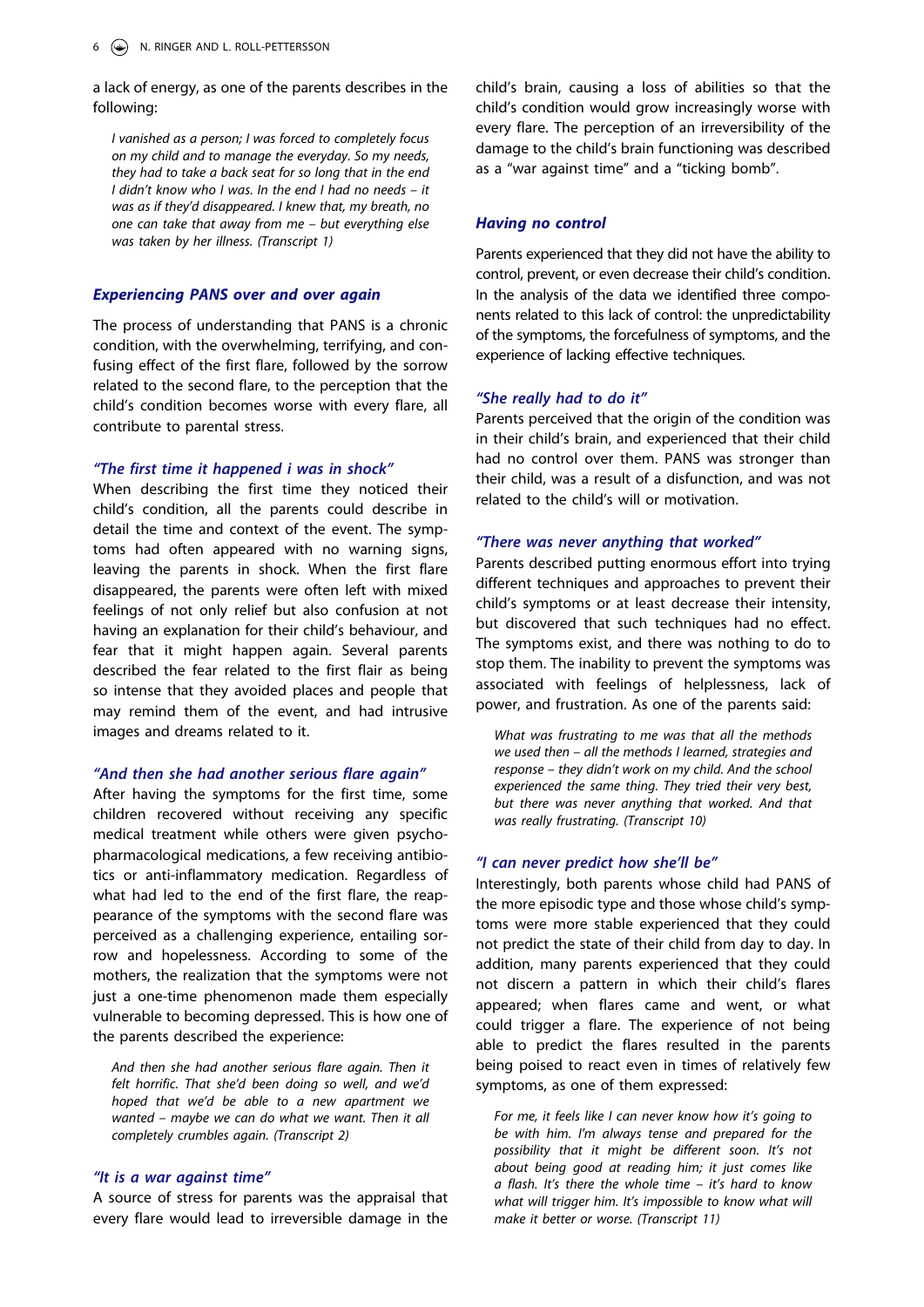a lack of energy, as one of the parents describes in the following:

> *I vanished as a person; I was forced to completely focus on my child and to manage the everyday. So my needs, they had to take a back seat for so long that in the end I didn't know who I was. In the end I had no needs – it was as if they'd disappeared. I knew that, my breath, no one can take that away from me – but everything else was taken by her illness. (Transcript 1)*

### *Experiencing PANS over and over again*

The process of understanding that PANS is a chronic condition, with the overwhelming, terrifying, and confusing effect of the first flare, followed by the sorrow related to the second flare, to the perception that the child's condition becomes worse with every flare, all contribute to parental stress.

#### *"The first time it happened i was in shock"*

When describing the first time they noticed their child's condition, all the parents could describe in detail the time and context of the event. The symptoms had often appeared with no warning signs, leaving the parents in shock. When the first flare disappeared, the parents were often left with mixed feelings of not only relief but also confusion at not having an explanation for their child's behaviour, and fear that it might happen again. Several parents described the fear related to the first flair as being so intense that they avoided places and people that may remind them of the event, and had intrusive images and dreams related to it.

#### *"And then she had another serious flare again"*

After having the symptoms for the first time, some children recovered without receiving any specific medical treatment while others were given psychopharmacological medications, a few receiving antibiotics or anti-inflammatory medication. Regardless of what had led to the end of the first flare, the reappearance of the symptoms with the second flare was perceived as a challenging experience, entailing sorrow and hopelessness. According to some of the mothers, the realization that the symptoms were not just a one-time phenomenon made them especially vulnerable to becoming depressed. This is how one of the parents described the experience:

> *And then she had another serious flare again. Then it felt horrific. That she'd been doing so well, and we'd hoped that we'd be able to a new apartment we wanted – maybe we can do what we want. Then it all completely crumbles again. (Transcript 2)*

#### *"It is a war against time"*

A source of stress for parents was the appraisal that every flare would lead to irreversible damage in the child's brain, causing a loss of abilities so that the child's condition would grow increasingly worse with every flare. The perception of an irreversibility of the damage to the child's brain functioning was described as a "war against time" and a "ticking bomb".

### *Having no control*

Parents experienced that they did not have the ability to control, prevent, or even decrease their child's condition. In the analysis of the data we identified three components related to this lack of control: the unpredictability of the symptoms, the forcefulness of symptoms, and the experience of lacking effective techniques.

#### *"She really had to do it"*

Parents perceived that the origin of the condition was in their child's brain, and experienced that their child had no control over them. PANS was stronger than their child, was a result of a disfunction, and was not related to the child's will or motivation.

#### *"There was never anything that worked"*

Parents described putting enormous effort into trying different techniques and approaches to prevent their child's symptoms or at least decrease their intensity, but discovered that such techniques had no effect. The symptoms exist, and there was nothing to do to stop them. The inability to prevent the symptoms was associated with feelings of helplessness, lack of power, and frustration. As one of the parents said:

> *What was frustrating to me was that all the methods we used then – all the methods I learned, strategies and response – they didn't work on my child. And the school experienced the same thing. They tried their very best, but there was never anything that worked. And that was really frustrating. (Transcript 10)*

#### *"I can never predict how she'll be"*

Interestingly, both parents whose child had PANS of the more episodic type and those whose child's symptoms were more stable experienced that they could not predict the state of their child from day to day. In addition, many parents experienced that they could not discern a pattern in which their child's flares appeared; when flares came and went, or what could trigger a flare. The experience of not being able to predict the flares resulted in the parents being poised to react even in times of relatively few symptoms, as one of them expressed:

> *For me, it feels like I can never know how it's going to be with him. I'm always tense and prepared for the possibility that it might be different soon. It's not about being good at reading him; it just comes like a flash. It's there the whole time – it's hard to know what will trigger him. It's impossible to know what will make it better or worse. (Transcript 11)*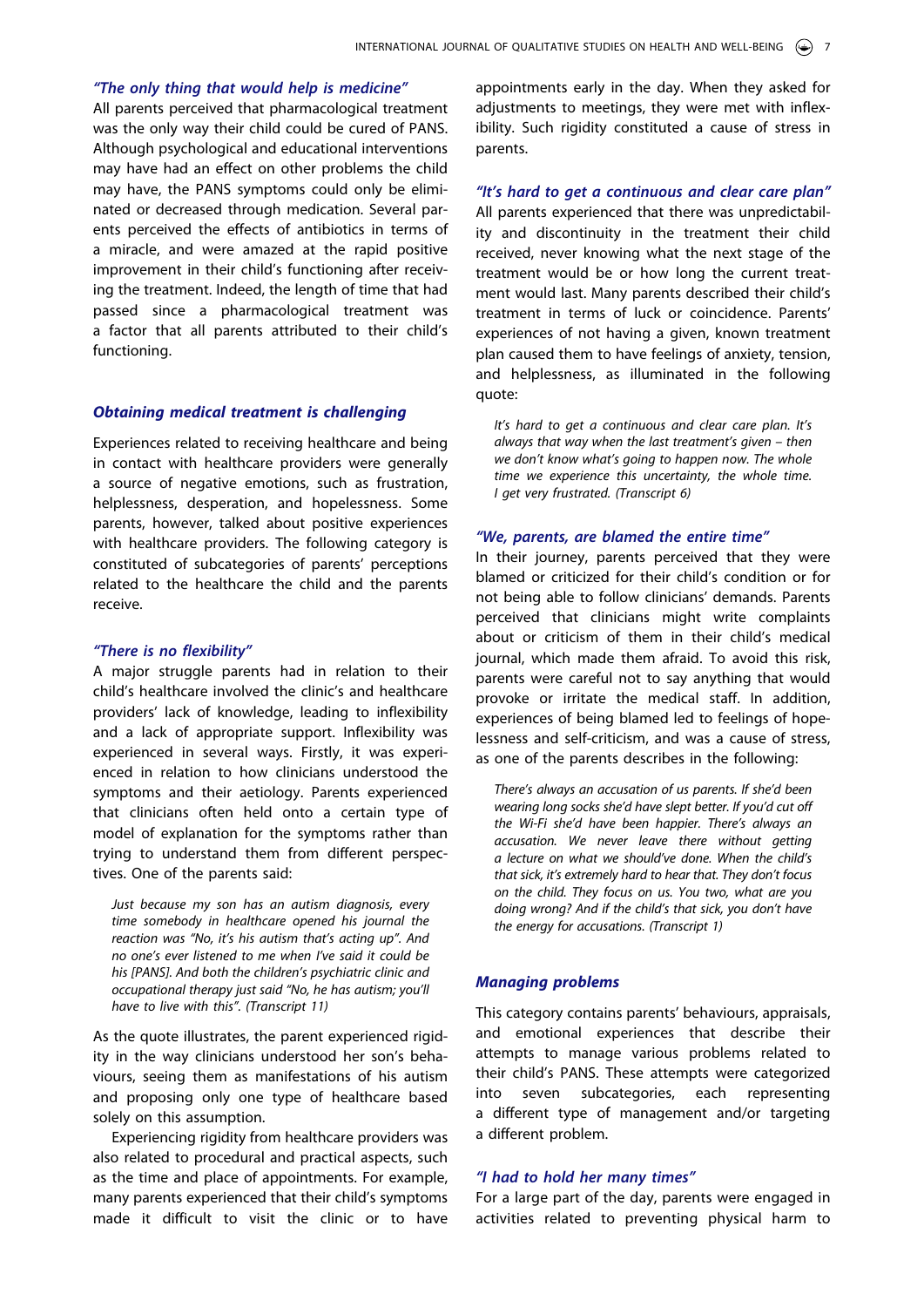### *"The only thing that would help is medicine"*

All parents perceived that pharmacological treatment was the only way their child could be cured of PANS. Although psychological and educational interventions may have had an effect on other problems the child may have, the PANS symptoms could only be eliminated or decreased through medication. Several parents perceived the effects of antibiotics in terms of a miracle, and were amazed at the rapid positive improvement in their child's functioning after receiving the treatment. Indeed, the length of time that had passed since a pharmacological treatment was a factor that all parents attributed to their child's functioning.

## *Obtaining medical treatment is challenging*

Experiences related to receiving healthcare and being in contact with healthcare providers were generally a source of negative emotions, such as frustration, helplessness, desperation, and hopelessness. Some parents, however, talked about positive experiences with healthcare providers. The following category is constituted of subcategories of parents' perceptions related to the healthcare the child and the parents receive.

### *"There is no flexibility"*

A major struggle parents had in relation to their child's healthcare involved the clinic's and healthcare providers' lack of knowledge, leading to inflexibility and a lack of appropriate support. Inflexibility was experienced in several ways. Firstly, it was experienced in relation to how clinicians understood the symptoms and their aetiology. Parents experienced that clinicians often held onto a certain type of model of explanation for the symptoms rather than trying to understand them from different perspectives. One of the parents said:

> *Just because my son has an autism diagnosis, every time somebody in healthcare opened his journal the reaction was "No, it's his autism that's acting up". And no one's ever listened to me when I've said it could be his [PANS]. And both the children's psychiatric clinic and occupational therapy just said "No, he has autism; you'll have to live with this". (Transcript 11)*

As the quote illustrates, the parent experienced rigidity in the way clinicians understood her son's behaviours, seeing them as manifestations of his autism and proposing only one type of healthcare based solely on this assumption.

Experiencing rigidity from healthcare providers was also related to procedural and practical aspects, such as the time and place of appointments. For example, many parents experienced that their child's symptoms made it difficult to visit the clinic or to have appointments early in the day. When they asked for adjustments to meetings, they were met with inflexibility. Such rigidity constituted a cause of stress in parents.

### *"It's hard to get a continuous and clear care plan"*

All parents experienced that there was unpredictability and discontinuity in the treatment their child received, never knowing what the next stage of the treatment would be or how long the current treatment would last. Many parents described their child's treatment in terms of luck or coincidence. Parents' experiences of not having a given, known treatment plan caused them to have feelings of anxiety, tension, and helplessness, as illuminated in the following quote:

> *It's hard to get a continuous and clear care plan. It's always that way when the last treatment's given – then we don't know what's going to happen now. The whole time we experience this uncertainty, the whole time. I get very frustrated. (Transcript 6)*

### *"We, parents, are blamed the entire time"*

In their journey, parents perceived that they were blamed or criticized for their child's condition or for not being able to follow clinicians' demands. Parents perceived that clinicians might write complaints about or criticism of them in their child's medical journal, which made them afraid. To avoid this risk, parents were careful not to say anything that would provoke or irritate the medical staff. In addition, experiences of being blamed led to feelings of hopelessness and self-criticism, and was a cause of stress, as one of the parents describes in the following:

> *There's always an accusation of us parents. If she'd been wearing long socks she'd have slept better. If you'd cut off the Wi-Fi she'd have been happier. There's always an accusation. We never leave there without getting a lecture on what we should've done. When the child's that sick, it's extremely hard to hear that. They don't focus on the child. They focus on us. You two, what are you doing wrong? And if the child's that sick, you don't have the energy for accusations. (Transcript 1)*

## *Managing problems*

This category contains parents' behaviours, appraisals, and emotional experiences that describe their attempts to manage various problems related to their child's PANS. These attempts were categorized into seven subcategories, each representing a different type of management and/or targeting a different problem.

### *"I had to hold her many times"*

For a large part of the day, parents were engaged in activities related to preventing physical harm to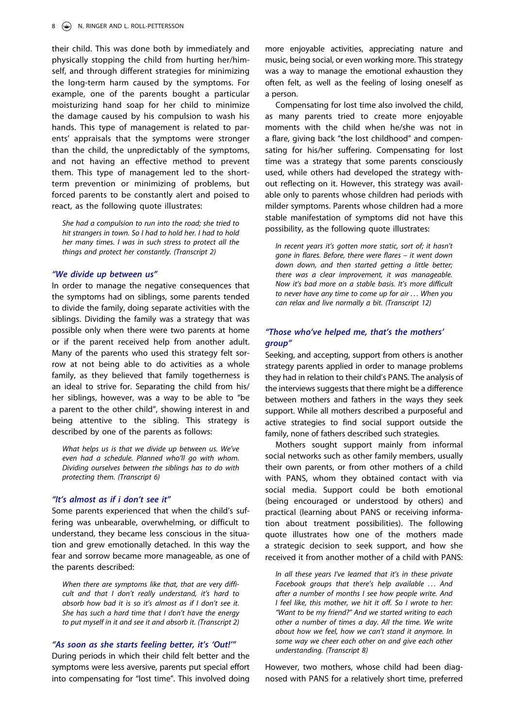their child. This was done both by immediately and physically stopping the child from hurting her/himself, and through different strategies for minimizing the long-term harm caused by the symptoms. For example, one of the parents bought a particular moisturizing hand soap for her child to minimize the damage caused by his compulsion to wash his hands. This type of management is related to parents' appraisals that the symptoms were stronger than the child, the unpredictably of the symptoms, and not having an effective method to prevent them. This type of management led to the short-term prevention or minimizing of problems, but forced parents to be constantly alert and poised to react, as the following quote illustrates:

> *She had a compulsion to run into the road; she tried to hit strangers in town. So I had to hold her. I had to hold her many times. I was in such stress to protect all the things and protect her constantly. (Transcript 2)*

### *"We divide up between us"*

In order to manage the negative consequences that the symptoms had on siblings, some parents tended to divide the family, doing separate activities with the siblings. Dividing the family was a strategy that was possible only when there were two parents at home or if the parent received help from another adult. Many of the parents who used this strategy felt sorrow at not being able to do activities as a whole family, as they believed that family togetherness is an ideal to strive for. Separating the child from his/her siblings, however, was a way to be able to "be a parent to the other child", showing interest in and being attentive to the sibling. This strategy is described by one of the parents as follows:

> *What helps us is that we divide up between us. We've even had a schedule. Planned who'll go with whom. Dividing ourselves between the siblings has to do with protecting them. (Transcript 6)*

### *"It's almost as if i don't see it"*

Some parents experienced that when the child's suffering was unbearable, overwhelming, or difficult to understand, they became less conscious in the situation and grew emotionally detached. In this way the fear and sorrow became more manageable, as one of the parents described:

> *When there are symptoms like that, that are very difficult and that I don't really understand, it's hard to absorb how bad it is so it's almost as if I don't see it. She has such a hard time that I don't have the energy to put myself in it and see it and absorb it. (Transcript 2)*

### *"As soon as she starts feeling better, it's 'Out!'"*

During periods in which their child felt better and the symptoms were less aversive, parents put special effort into compensating for "lost time". This involved doing more enjoyable activities, appreciating nature and music, being social, or even working more. This strategy was a way to manage the emotional exhaustion they often felt, as well as the feeling of losing oneself as a person.

Compensating for lost time also involved the child, as many parents tried to create more enjoyable moments with the child when he/she was not in a flare, giving back "the lost childhood" and compensating for his/her suffering. Compensating for lost time was a strategy that some parents consciously used, while others had developed the strategy without reflecting on it. However, this strategy was available only to parents whose children had periods with milder symptoms. Parents whose children had a more stable manifestation of symptoms did not have this possibility, as the following quote illustrates:

> *In recent years it's gotten more static, sort of; it hasn't gone in flares. Before, there were flares – it went down down down, and then started getting a little better; there was a clear improvement, it was manageable. Now it's bad more on a stable basis. It's more difficult to never have any time to come up for air … When you can relax and live normally a bit. (Transcript 12)*

### *"Those who've helped me, that's the mothers' group"*

Seeking, and accepting, support from others is another strategy parents applied in order to manage problems they had in relation to their child's PANS. The analysis of the interviews suggests that there might be a difference between mothers and fathers in the ways they seek support. While all mothers described a purposeful and active strategies to find social support outside the family, none of fathers described such strategies.

Mothers sought support mainly from informal social networks such as other family members, usually their own parents, or from other mothers of a child with PANS, whom they obtained contact with via social media. Support could be both emotional (being encouraged or understood by others) and practical (learning about PANS or receiving information about treatment possibilities). The following quote illustrates how one of the mothers made a strategic decision to seek support, and how she received it from another mother of a child with PANS:

> *In all these years I've learned that it's in these private Facebook groups that there's help available … And after a number of months I see how people write. And I feel like, this mother, we hit it off. So I wrote to her: "Want to be my friend?" And we started writing to each other a number of times a day. All the time. We write about how we feel, how we can't stand it anymore. In some way we cheer each other on and give each other understanding. (Transcript 8)*

However, two mothers, whose child had been diagnosed with PANS for a relatively short time, preferred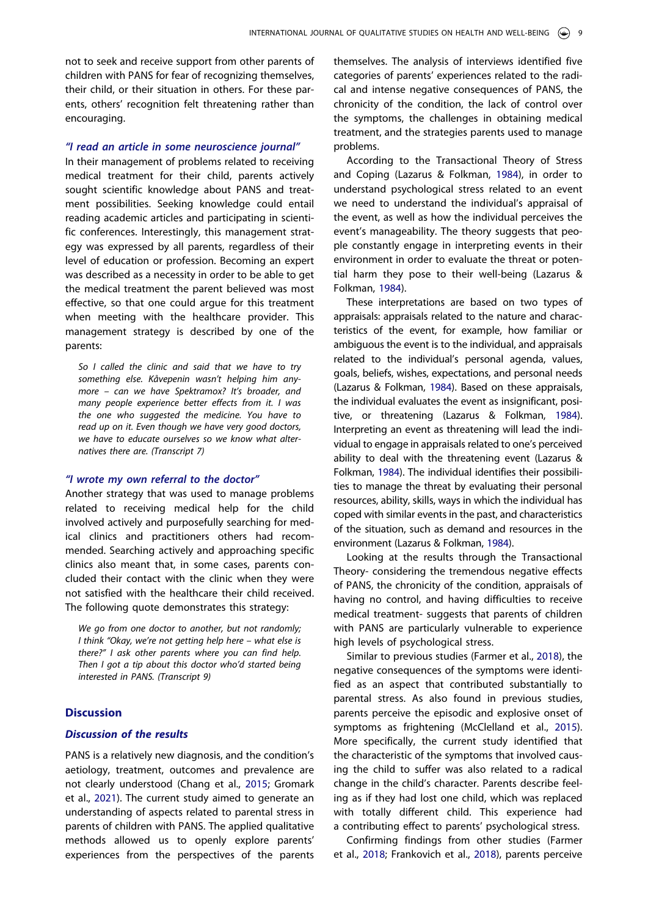not to seek and receive support from other parents of children with PANS for fear of recognizing themselves, their child, or their situation in others. For these parents, others' recognition felt threatening rather than encouraging.

### *"I read an article in some neuroscience journal"*

In their management of problems related to receiving medical treatment for their child, parents actively sought scientific knowledge about PANS and treatment possibilities. Seeking knowledge could entail reading academic articles and participating in scientific conferences. Interestingly, this management strategy was expressed by all parents, regardless of their level of education or profession. Becoming an expert was described as a necessity in order to be able to get the medical treatment the parent believed was most effective, so that one could argue for this treatment when meeting with the healthcare provider. This management strategy is described by one of the parents:

> *So I called the clinic and said that we have to try something else. Kåvepenin wasn't helping him anymore – can we have Spektramox? It's broader, and many people experience better effects from it. I was the one who suggested the medicine. You have to read up on it. Even though we have very good doctors, we have to educate ourselves so we know what alternatives there are. (Transcript 7)*

### *"I wrote my own referral to the doctor"*

Another strategy that was used to manage problems related to receiving medical help for the child involved actively and purposefully searching for medical clinics and practitioners others had recommended. Searching actively and approaching specific clinics also meant that, in some cases, parents concluded their contact with the clinic when they were not satisfied with the healthcare their child received. The following quote demonstrates this strategy:

> *We go from one doctor to another, but not randomly; I think "Okay, we're not getting help here – what else is there?" I ask other parents where you can find help. Then I got a tip about this doctor who'd started being interested in PANS. (Transcript 9)*

## Discussion

### *Discussion of the results*

PANS is a relatively new diagnosis, and the condition's aetiology, treatment, outcomes and prevalence are not clearly understood (Chang et al., 2015; Gromark et al., 2021). The current study aimed to generate an understanding of aspects related to parental stress in parents of children with PANS. The applied qualitative methods allowed us to openly explore parents' experiences from the perspectives of the parents themselves. The analysis of interviews identified five categories of parents' experiences related to the radical and intense negative consequences of PANS, the chronicity of the condition, the lack of control over the symptoms, the challenges in obtaining medical treatment, and the strategies parents used to manage problems.

According to the Transactional Theory of Stress and Coping (Lazarus & Folkman, 1984), in order to understand psychological stress related to an event we need to understand the individual's appraisal of the event, as well as how the individual perceives the event's manageability. The theory suggests that people constantly engage in interpreting events in their environment in order to evaluate the threat or potential harm they pose to their well-being (Lazarus & Folkman, 1984).

These interpretations are based on two types of appraisals: appraisals related to the nature and characteristics of the event, for example, how familiar or ambiguous the event is to the individual, and appraisals related to the individual's personal agenda, values, goals, beliefs, wishes, expectations, and personal needs (Lazarus & Folkman, 1984). Based on these appraisals, the individual evaluates the event as insignificant, positive, or threatening (Lazarus & Folkman, 1984). Interpreting an event as threatening will lead the individual to engage in appraisals related to one's perceived ability to deal with the threatening event (Lazarus & Folkman, 1984). The individual identifies their possibilities to manage the threat by evaluating their personal resources, ability, skills, ways in which the individual has coped with similar events in the past, and characteristics of the situation, such as demand and resources in the environment (Lazarus & Folkman, 1984).

Looking at the results through the Transactional Theory- considering the tremendous negative effects of PANS, the chronicity of the condition, appraisals of having no control, and having difficulties to receive medical treatment- suggests that parents of children with PANS are particularly vulnerable to experience high levels of psychological stress.

Similar to previous studies (Farmer et al., 2018), the negative consequences of the symptoms were identified as an aspect that contributed substantially to parental stress. As also found in previous studies, parents perceive the episodic and explosive onset of symptoms as frightening (McClelland et al., 2015). More specifically, the current study identified that the characteristic of the symptoms that involved causing the child to suffer was also related to a radical change in the child's character. Parents describe feeling as if they had lost one child, which was replaced with totally different child. This experience had a contributing effect to parents' psychological stress.

Confirming findings from other studies (Farmer et al., 2018; Frankovich et al., 2018), parents perceive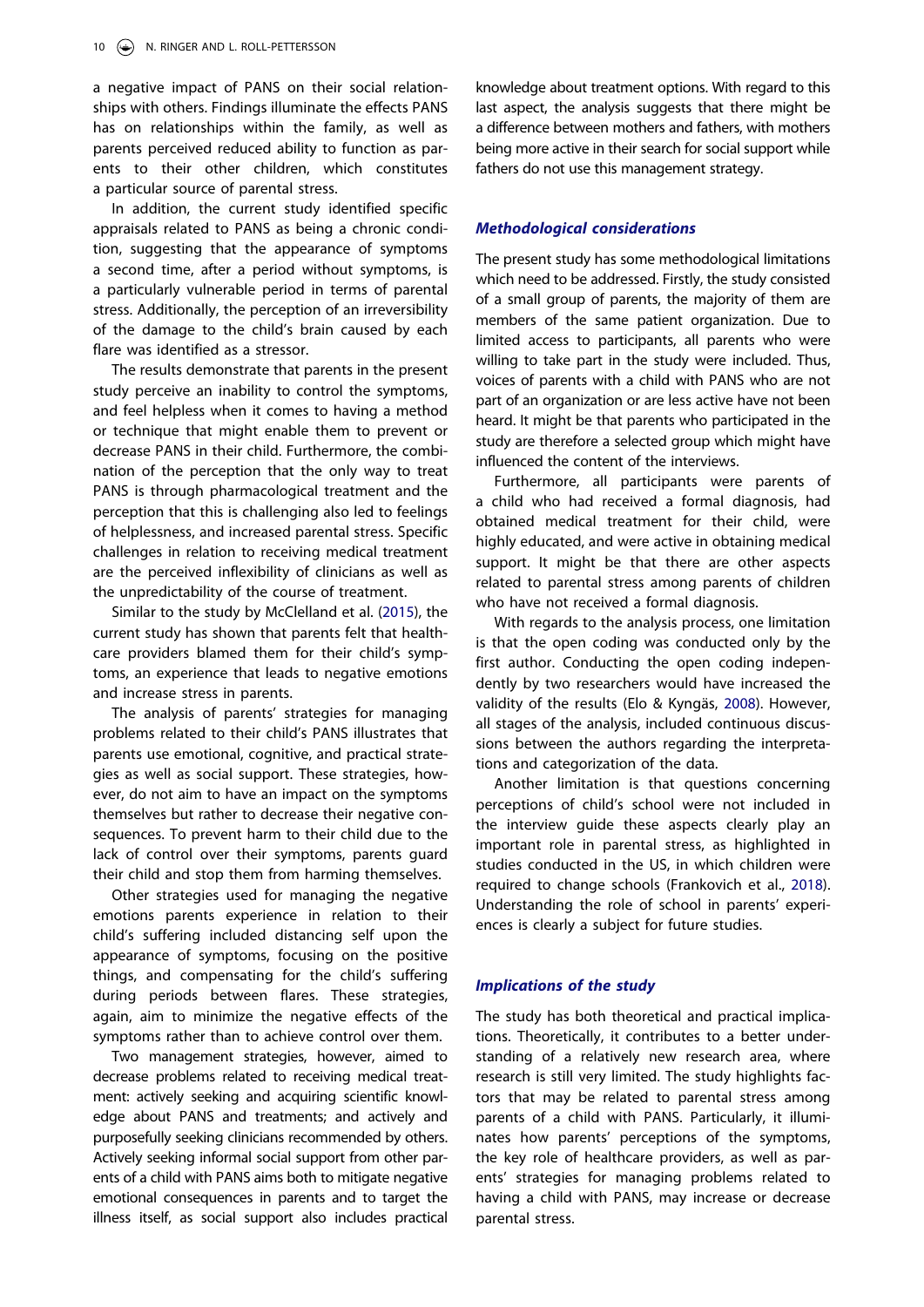a negative impact of PANS on their social relationships with others. Findings illuminate the effects PANS has on relationships within the family, as well as parents perceived reduced ability to function as parents to their other children, which constitutes a particular source of parental stress.

In addition, the current study identified specific appraisals related to PANS as being a chronic condition, suggesting that the appearance of symptoms a second time, after a period without symptoms, is a particularly vulnerable period in terms of parental stress. Additionally, the perception of an irreversibility of the damage to the child's brain caused by each flare was identified as a stressor.

The results demonstrate that parents in the present study perceive an inability to control the symptoms, and feel helpless when it comes to having a method or technique that might enable them to prevent or decrease PANS in their child. Furthermore, the combination of the perception that the only way to treat PANS is through pharmacological treatment and the perception that this is challenging also led to feelings of helplessness, and increased parental stress. Specific challenges in relation to receiving medical treatment are the perceived inflexibility of clinicians as well as the unpredictability of the course of treatment.

Similar to the study by McClelland et al. (2015), the current study has shown that parents felt that healthcare providers blamed them for their child's symptoms, an experience that leads to negative emotions and increase stress in parents.

The analysis of parents' strategies for managing problems related to their child's PANS illustrates that parents use emotional, cognitive, and practical strategies as well as social support. These strategies, however, do not aim to have an impact on the symptoms themselves but rather to decrease their negative consequences. To prevent harm to their child due to the lack of control over their symptoms, parents guard their child and stop them from harming themselves.

Other strategies used for managing the negative emotions parents experience in relation to their child's suffering included distancing self upon the appearance of symptoms, focusing on the positive things, and compensating for the child's suffering during periods between flares. These strategies, again, aim to minimize the negative effects of the symptoms rather than to achieve control over them.

Two management strategies, however, aimed to decrease problems related to receiving medical treatment: actively seeking and acquiring scientific knowledge about PANS and treatments; and actively and purposefully seeking clinicians recommended by others. Actively seeking informal social support from other parents of a child with PANS aims both to mitigate negative emotional consequences in parents and to target the illness itself, as social support also includes practical knowledge about treatment options. With regard to this last aspect, the analysis suggests that there might be a difference between mothers and fathers, with mothers being more active in their search for social support while fathers do not use this management strategy.

### Methodological considerations

The present study has some methodological limitations which need to be addressed. Firstly, the study consisted of a small group of parents, the majority of them are members of the same patient organization. Due to limited access to participants, all parents who were willing to take part in the study were included. Thus, voices of parents with a child with PANS who are not part of an organization or are less active have not been heard. It might be that parents who participated in the study are therefore a selected group which might have influenced the content of the interviews.

Furthermore, all participants were parents of a child who had received a formal diagnosis, had obtained medical treatment for their child, were highly educated, and were active in obtaining medical support. It might be that there are other aspects related to parental stress among parents of children who have not received a formal diagnosis.

With regards to the analysis process, one limitation is that the open coding was conducted only by the first author. Conducting the open coding independently by two researchers would have increased the validity of the results (Elo & Kyngäs, 2008). However, all stages of the analysis, included continuous discussions between the authors regarding the interpretations and categorization of the data.

Another limitation is that questions concerning perceptions of child's school were not included in the interview guide these aspects clearly play an important role in parental stress, as highlighted in studies conducted in the US, in which children were required to change schools (Frankovich et al., 2018). Understanding the role of school in parents' experiences is clearly a subject for future studies.

### Implications of the study

The study has both theoretical and practical implications. Theoretically, it contributes to a better understanding of a relatively new research area, where research is still very limited. The study highlights factors that may be related to parental stress among parents of a child with PANS. Particularly, it illuminates how parents' perceptions of the symptoms, the key role of healthcare providers, as well as parents' strategies for managing problems related to having a child with PANS, may increase or decrease parental stress.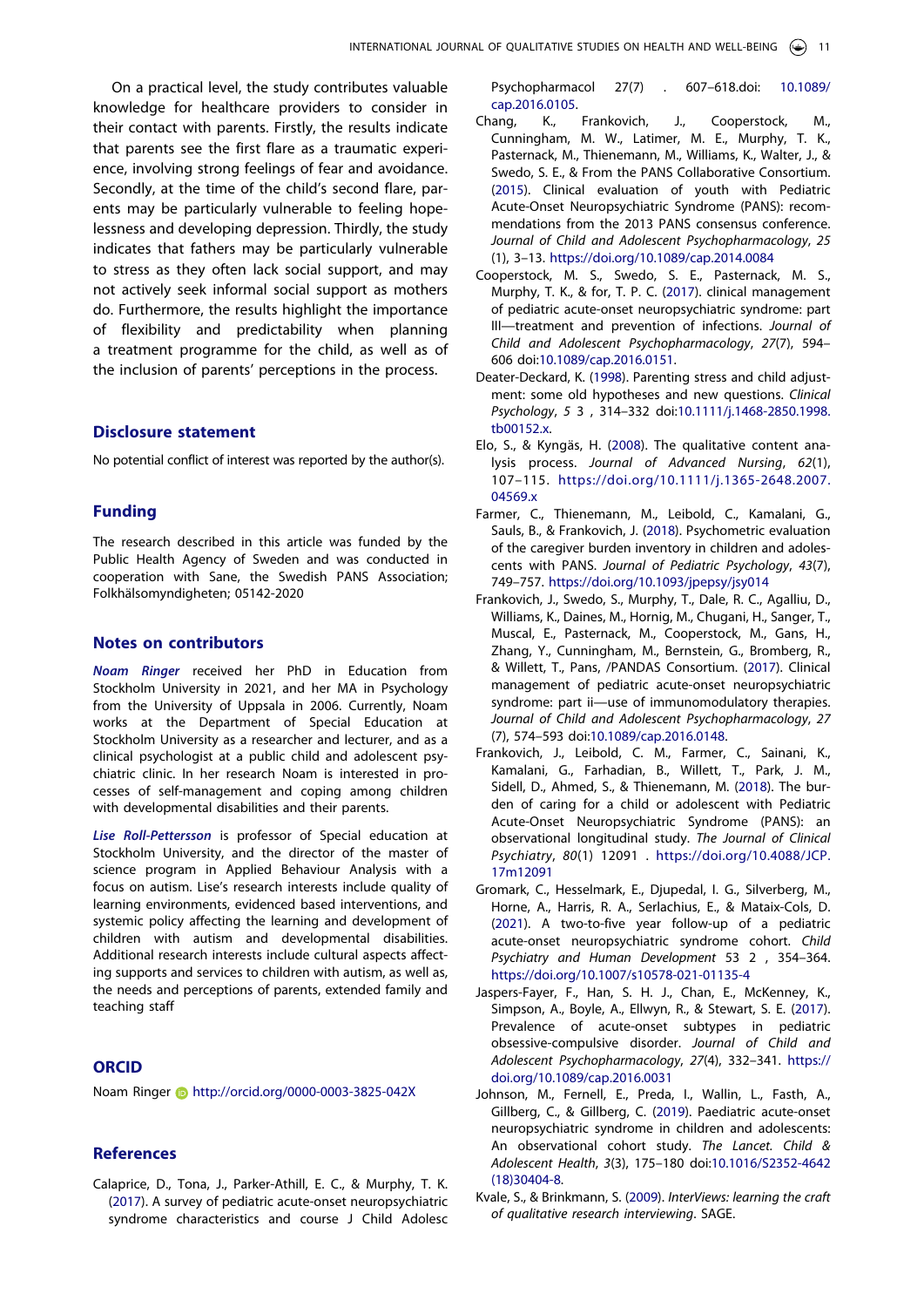On a practical level, the study contributes valuable knowledge for healthcare providers to consider in their contact with parents. Firstly, the results indicate that parents see the first flare as a traumatic experience, involving strong feelings of fear and avoidance. Secondly, at the time of the child's second flare, parents may be particularly vulnerable to feeling hopelessness and developing depression. Thirdly, the study indicates that fathers may be particularly vulnerable to stress as they often lack social support, and may not actively seek informal social support as mothers do. Furthermore, the results highlight the importance of flexibility and predictability when planning a treatment programme for the child, as well as of the inclusion of parents' perceptions in the process.

## Disclosure statement

No potential conflict of interest was reported by the author(s).

## Funding

The research described in this article was funded by the Public Health Agency of Sweden and was conducted in cooperation with Sane, the Swedish PANS Association; Folkhälsomyndigheten; 05142-2020

## Notes on contributors

***Noam Ringer*** received her PhD in Education from Stockholm University in 2021, and her MA in Psychology from the University of Uppsala in 2006. Currently, Noam works at the Department of Special Education at Stockholm University as a researcher and lecturer, and as a clinical psychologist at a public child and adolescent psychiatric clinic. In her research Noam is interested in processes of self-management and coping among children with developmental disabilities and their parents.

***Lise Roll-Pettersson*** is professor of Special education at Stockholm University, and the director of the master of science program in Applied Behaviour Analysis with a focus on autism. Lise's research interests include quality of learning environments, evidenced based interventions, and systemic policy affecting the learning and development of children with autism and developmental disabilities. Additional research interests include cultural aspects affecting supports and services to children with autism, as well as, the needs and perceptions of parents, extended family and teaching staff

## ORCID

Noam Ringer http://orcid.org/0000-0003-3825-042X

## References

Calaprice, D., Tona, J., Parker-Athill, E. C., & Murphy, T. K. (2017). A survey of pediatric acute-onset neuropsychiatric syndrome characteristics and course J Child Adolesc Psychopharmacol 27(7) . 607–618.doi: 10.1089/cap.2016.0105.

Chang, K., Frankovich, J., Cooperstock, M., Cunningham, M. W., Latimer, M. E., Murphy, T. K., Pasternack, M., Thienemann, M., Williams, K., Walter, J., & Swedo, S. E., & From the PANS Collaborative Consortium. (2015). Clinical evaluation of youth with Pediatric Acute-Onset Neuropsychiatric Syndrome (PANS): recommendations from the 2013 PANS consensus conference. *Journal of Child and Adolescent Psychopharmacology*, *25* (1), 3–13. https://doi.org/10.1089/cap.2014.0084

Cooperstock, M. S., Swedo, S. E., Pasternack, M. S., Murphy, T. K., & for, T. P. C. (2017). clinical management of pediatric acute-onset neuropsychiatric syndrome: part III—treatment and prevention of infections. *Journal of Child and Adolescent Psychopharmacology*, *27*(7), 594–606 doi:10.1089/cap.2016.0151.

Deater-Deckard, K. (1998). Parenting stress and child adjustment: some old hypotheses and new questions. *Clinical Psychology*, *5* 3 , 314–332 doi:10.1111/j.1468-2850.1998.tb00152.x.

Elo, S., & Kyngäs, H. (2008). The qualitative content analysis process. *Journal of Advanced Nursing*, *62*(1), 107–115. https://doi.org/10.1111/j.1365-2648.2007.04569.x

Farmer, C., Thienemann, M., Leibold, C., Kamalani, G., Sauls, B., & Frankovich, J. (2018). Psychometric evaluation of the caregiver burden inventory in children and adolescents with PANS. *Journal of Pediatric Psychology*, *43*(7), 749–757. https://doi.org/10.1093/jpepsy/jsy014

Frankovich, J., Swedo, S., Murphy, T., Dale, R. C., Agalliu, D., Williams, K., Daines, M., Hornig, M., Chugani, H., Sanger, T., Muscal, E., Pasternack, M., Cooperstock, M., Gans, H., Zhang, Y., Cunningham, M., Bernstein, G., Bromberg, R., & Willett, T., Pans, /PANDAS Consortium. (2017). Clinical management of pediatric acute-onset neuropsychiatric syndrome: part ii—use of immunomodulatory therapies. *Journal of Child and Adolescent Psychopharmacology*, *27* (7), 574–593 doi:10.1089/cap.2016.0148.

Frankovich, J., Leibold, C. M., Farmer, C., Sainani, K., Kamalani, G., Farhadian, B., Willett, T., Park, J. M., Sidell, D., Ahmed, S., & Thienemann, M. (2018). The burden of caring for a child or adolescent with Pediatric Acute-Onset Neuropsychiatric Syndrome (PANS): an observational longitudinal study. *The Journal of Clinical Psychiatry*, *80*(1) 12091 . https://doi.org/10.4088/JCP.17m12091

Gromark, C., Hesselmark, E., Djupedal, I. G., Silverberg, M., Horne, A., Harris, R. A., Serlachius, E., & Mataix-Cols, D. (2021). A two-to-five year follow-up of a pediatric acute-onset neuropsychiatric syndrome cohort. *Child Psychiatry and Human Development* 53 2 , 354–364. https://doi.org/10.1007/s10578-021-01135-4

Jaspers-Fayer, F., Han, S. H. J., Chan, E., McKenney, K., Simpson, A., Boyle, A., Ellwyn, R., & Stewart, S. E. (2017). Prevalence of acute-onset subtypes in pediatric obsessive-compulsive disorder. *Journal of Child and Adolescent Psychopharmacology*, *27*(4), 332–341. https://doi.org/10.1089/cap.2016.0031

Johnson, M., Fernell, E., Preda, I., Wallin, L., Fasth, A., Gillberg, C., & Gillberg, C. (2019). Paediatric acute-onset neuropsychiatric syndrome in children and adolescents: An observational cohort study. *The Lancet. Child & Adolescent Health*, *3*(3), 175–180 doi:10.1016/S2352-4642(18)30404-8.

Kvale, S., & Brinkmann, S. (2009). *InterViews: learning the craft of qualitative research interviewing*. SAGE.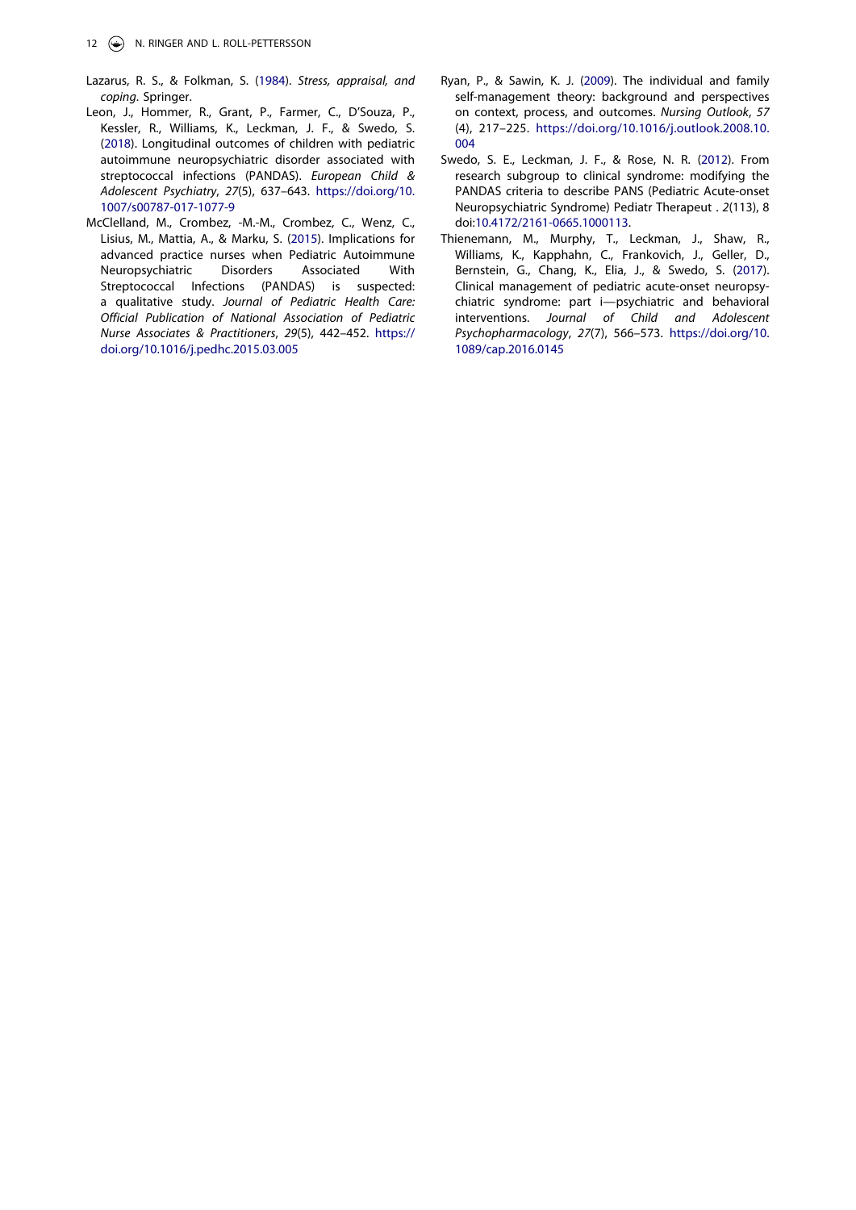Lazarus, R. S., & Folkman, S. (1984). *Stress, appraisal, and coping*. Springer.

Leon, J., Hommer, R., Grant, P., Farmer, C., D'Souza, P., Kessler, R., Williams, K., Leckman, J. F., & Swedo, S. (2018). Longitudinal outcomes of children with pediatric autoimmune neuropsychiatric disorder associated with streptococcal infections (PANDAS). *European Child & Adolescent Psychiatry*, *27*(5), 637–643. https://doi.org/10.1007/s00787-017-1077-9

McClelland, M., Crombez, -M.-M., Crombez, C., Wenz, C., Lisius, M., Mattia, A., & Marku, S. (2015). Implications for advanced practice nurses when Pediatric Autoimmune Neuropsychiatric Disorders Associated With Streptococcal Infections (PANDAS) is suspected: a qualitative study. *Journal of Pediatric Health Care: Official Publication of National Association of Pediatric Nurse Associates & Practitioners*, *29*(5), 442–452. https://doi.org/10.1016/j.pedhc.2015.03.005

Ryan, P., & Sawin, K. J. (2009). The individual and family self-management theory: background and perspectives on context, process, and outcomes. *Nursing Outlook*, *57* (4), 217–225. https://doi.org/10.1016/j.outlook.2008.10.004

Swedo, S. E., Leckman, J. F., & Rose, N. R. (2012). From research subgroup to clinical syndrome: modifying the PANDAS criteria to describe PANS (Pediatric Acute-onset Neuropsychiatric Syndrome) Pediatr Therapeut . *2*(113), 8 doi:10.4172/2161-0665.1000113.

Thienemann, M., Murphy, T., Leckman, J., Shaw, R., Williams, K., Kapphahn, C., Frankovich, J., Geller, D., Bernstein, G., Chang, K., Elia, J., & Swedo, S. (2017). Clinical management of pediatric acute-onset neuropsychiatric syndrome: part i—psychiatric and behavioral interventions. *Journal of Child and Adolescent Psychopharmacology*, *27*(7), 566–573. https://doi.org/10.1089/cap.2016.0145